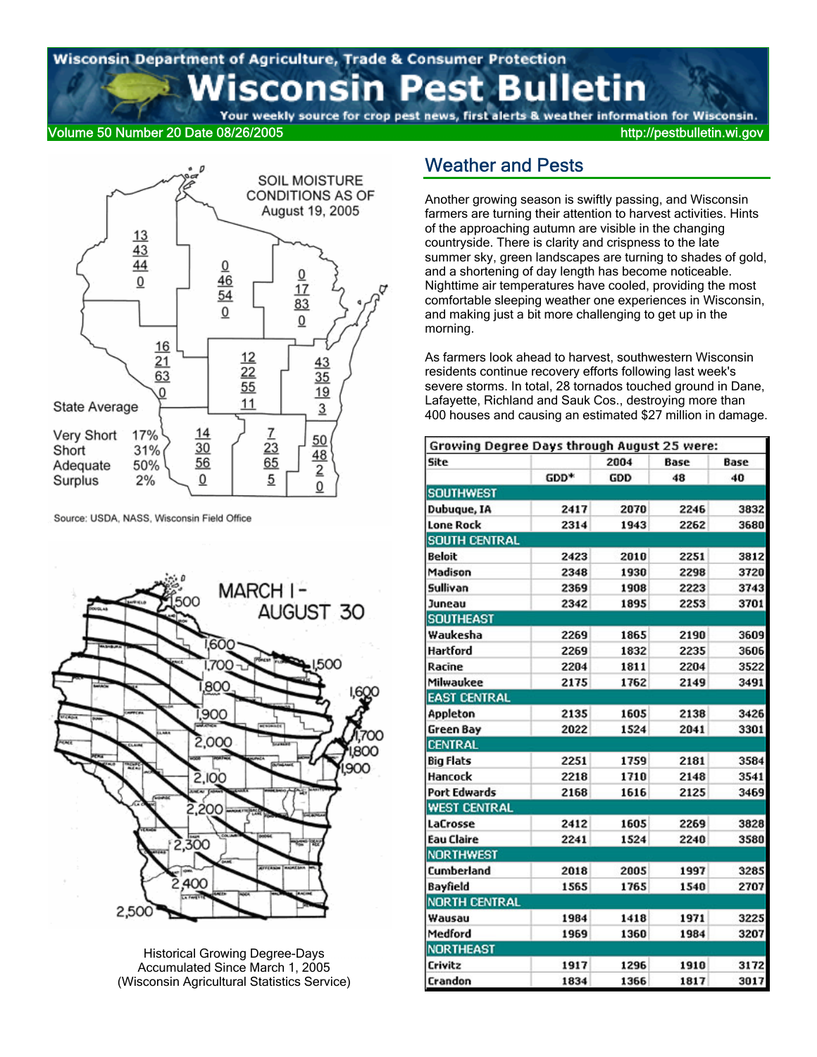# Wisconsin Pest Bulletin

Wisconsin Department of Agriculture, Trade & Consumer Protection

Your weekly source for crop pest news, first alerts & weather information for Wisconsin.

Volume 50 Number 20 Date 08/26/2005 http://pestbulletin.wi.gov

SOIL MOISTURE CONDITIONS AS OF August 19, 2005

State Average

| | |
|---|---|
| Very Short | 17% |
| Short | 31% |
| Adequate | 50% |
| Surplus | 2% |

Source: USDA, NASS, Wisconsin Field Office

Historical Growing Degree-Days Accumulated Since March 1, 2005 (Wisconsin Agricultural Statistics Service)

## Weather and Pests

Another growing season is swiftly passing, and Wisconsin farmers are turning their attention to harvest activities. Hints of the approaching autumn are visible in the changing countryside. There is clarity and crispness to the late summer sky, green landscapes are turning to shades of gold, and a shortening of day length has become noticeable. Nighttime air temperatures have cooled, providing the most comfortable sleeping weather one experiences in Wisconsin, and making just a bit more challenging to get up in the morning.

As farmers look ahead to harvest, southwestern Wisconsin residents continue recovery efforts following last week's severe storms. In total, 28 tornados touched ground in Dane, Lafayette, Richland and Sauk Cos., destroying more than 400 houses and causing an estimated $27 million in damage.

| Growing Degree Days through August 25 were: | | | | |
|---|---|---|---|---|
| Site | | 2004 | Base | Base |
| | GDD* | GDD | 48 | 40 |
| **SOUTHWEST** | | | | |
| Dubuque, IA | 2417 | 2070 | 2246 | 3832 |
| Lone Rock | 2314 | 1943 | 2262 | 3680 |
| **SOUTH CENTRAL** | | | | |
| Beloit | 2423 | 2010 | 2251 | 3812 |
| Madison | 2348 | 1930 | 2298 | 3720 |
| Sullivan | 2369 | 1908 | 2223 | 3743 |
| Juneau | 2342 | 1895 | 2253 | 3701 |
| **SOUTHEAST** | | | | |
| Waukesha | 2269 | 1865 | 2190 | 3609 |
| Hartford | 2269 | 1832 | 2235 | 3606 |
| Racine | 2204 | 1811 | 2204 | 3522 |
| Milwaukee | 2175 | 1762 | 2149 | 3491 |
| **EAST CENTRAL** | | | | |
| Appleton | 2135 | 1605 | 2138 | 3426 |
| Green Bay | 2022 | 1524 | 2041 | 3301 |
| **CENTRAL** | | | | |
| Big Flats | 2251 | 1759 | 2181 | 3584 |
| Hancock | 2218 | 1710 | 2148 | 3541 |
| Port Edwards | 2168 | 1616 | 2125 | 3469 |
| **WEST CENTRAL** | | | | |
| LaCrosse | 2412 | 1605 | 2269 | 3828 |
| Eau Claire | 2241 | 1524 | 2240 | 3580 |
| **NORTHWEST** | | | | |
| Cumberland | 2018 | 2005 | 1997 | 3285 |
| Bayfield | 1565 | 1765 | 1540 | 2707 |
| **NORTH CENTRAL** | | | | |
| Wausau | 1984 | 1418 | 1971 | 3225 |
| Medford | 1969 | 1360 | 1984 | 3207 |
| **NORTHEAST** | | | | |
| Crivitz | 1917 | 1296 | 1910 | 3172 |
| Crandon | 1834 | 1366 | 1817 | 3017 |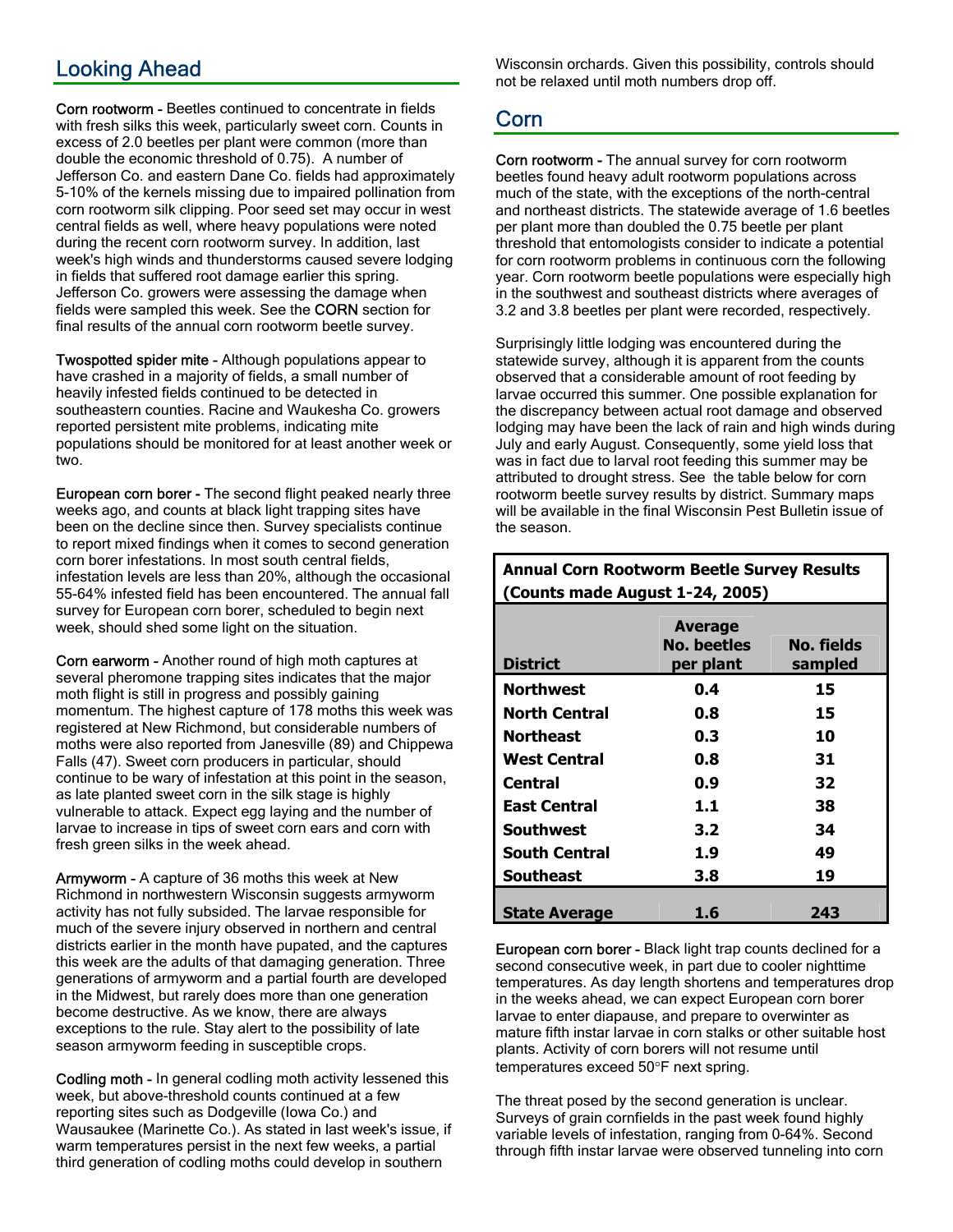## Looking Ahead

**Corn rootworm** - Beetles continued to concentrate in fields with fresh silks this week, particularly sweet corn. Counts in excess of 2.0 beetles per plant were common (more than double the economic threshold of 0.75). A number of Jefferson Co. and eastern Dane Co. fields had approximately 5-10% of the kernels missing due to impaired pollination from corn rootworm silk clipping. Poor seed set may occur in west central fields as well, where heavy populations were noted during the recent corn rootworm survey. In addition, last week's high winds and thunderstorms caused severe lodging in fields that suffered root damage earlier this spring. Jefferson Co. growers were assessing the damage when fields were sampled this week. See the CORN section for final results of the annual corn rootworm beetle survey.

**Twospotted spider mite** - Although populations appear to have crashed in a majority of fields, a small number of heavily infested fields continued to be detected in southeastern counties. Racine and Waukesha Co. growers reported persistent mite problems, indicating mite populations should be monitored for at least another week or two.

**European corn borer** - The second flight peaked nearly three weeks ago, and counts at black light trapping sites have been on the decline since then. Survey specialists continue to report mixed findings when it comes to second generation corn borer infestations. In most south central fields, infestation levels are less than 20%, although the occasional 55-64% infested field has been encountered. The annual fall survey for European corn borer, scheduled to begin next week, should shed some light on the situation.

**Corn earworm** - Another round of high moth captures at several pheromone trapping sites indicates that the major moth flight is still in progress and possibly gaining momentum. The highest capture of 178 moths this week was registered at New Richmond, but considerable numbers of moths were also reported from Janesville (89) and Chippewa Falls (47). Sweet corn producers in particular, should continue to be wary of infestation at this point in the season, as late planted sweet corn in the silk stage is highly vulnerable to attack. Expect egg laying and the number of larvae to increase in tips of sweet corn ears and corn with fresh green silks in the week ahead.

**Armyworm** - A capture of 36 moths this week at New Richmond in northwestern Wisconsin suggests armyworm activity has not fully subsided. The larvae responsible for much of the severe injury observed in northern and central districts earlier in the month have pupated, and the captures this week are the adults of that damaging generation. Three generations of armyworm and a partial fourth are developed in the Midwest, but rarely does more than one generation become destructive. As we know, there are always exceptions to the rule. Stay alert to the possibility of late season armyworm feeding in susceptible crops.

**Codling moth** - In general codling moth activity lessened this week, but above-threshold counts continued at a few reporting sites such as Dodgeville (Iowa Co.) and Wausaukee (Marinette Co.). As stated in last week's issue, if warm temperatures persist in the next few weeks, a partial third generation of codling moths could develop in southern Wisconsin orchards. Given this possibility, controls should not be relaxed until moth numbers drop off.

## Corn

**Corn rootworm** - The annual survey for corn rootworm beetles found heavy adult rootworm populations across much of the state, with the exceptions of the north-central and northeast districts. The statewide average of 1.6 beetles per plant more than doubled the 0.75 beetle per plant threshold that entomologists consider to indicate a potential for corn rootworm problems in continuous corn the following year. Corn rootworm beetle populations were especially high in the southwest and southeast districts where averages of 3.2 and 3.8 beetles per plant were recorded, respectively.

Surprisingly little lodging was encountered during the statewide survey, although it is apparent from the counts observed that a considerable amount of root feeding by larvae occurred this summer. One possible explanation for the discrepancy between actual root damage and observed lodging may have been the lack of rain and high winds during July and early August. Consequently, some yield loss that was in fact due to larval root feeding this summer may be attributed to drought stress. See the table below for corn rootworm beetle survey results by district. Summary maps will be available in the final Wisconsin Pest Bulletin issue of the season.

**Annual Corn Rootworm Beetle Survey Results (Counts made August 1-24, 2005)**

| District | Average No. beetles per plant | No. fields sampled |
|---|---|---|
| Northwest | 0.4 | 15 |
| North Central | 0.8 | 15 |
| Northeast | 0.3 | 10 |
| West Central | 0.8 | 31 |
| Central | 0.9 | 32 |
| East Central | 1.1 | 38 |
| Southwest | 3.2 | 34 |
| South Central | 1.9 | 49 |
| Southeast | 3.8 | 19 |
| State Average | 1.6 | 243 |

**European corn borer** - Black light trap counts declined for a second consecutive week, in part due to cooler nighttime temperatures. As day length shortens and temperatures drop in the weeks ahead, we can expect European corn borer larvae to enter diapause, and prepare to overwinter as mature fifth instar larvae in corn stalks or other suitable host plants. Activity of corn borers will not resume until temperatures exceed 50°F next spring.

The threat posed by the second generation is unclear. Surveys of grain cornfields in the past week found highly variable levels of infestation, ranging from 0-64%. Second through fifth instar larvae were observed tunneling into corn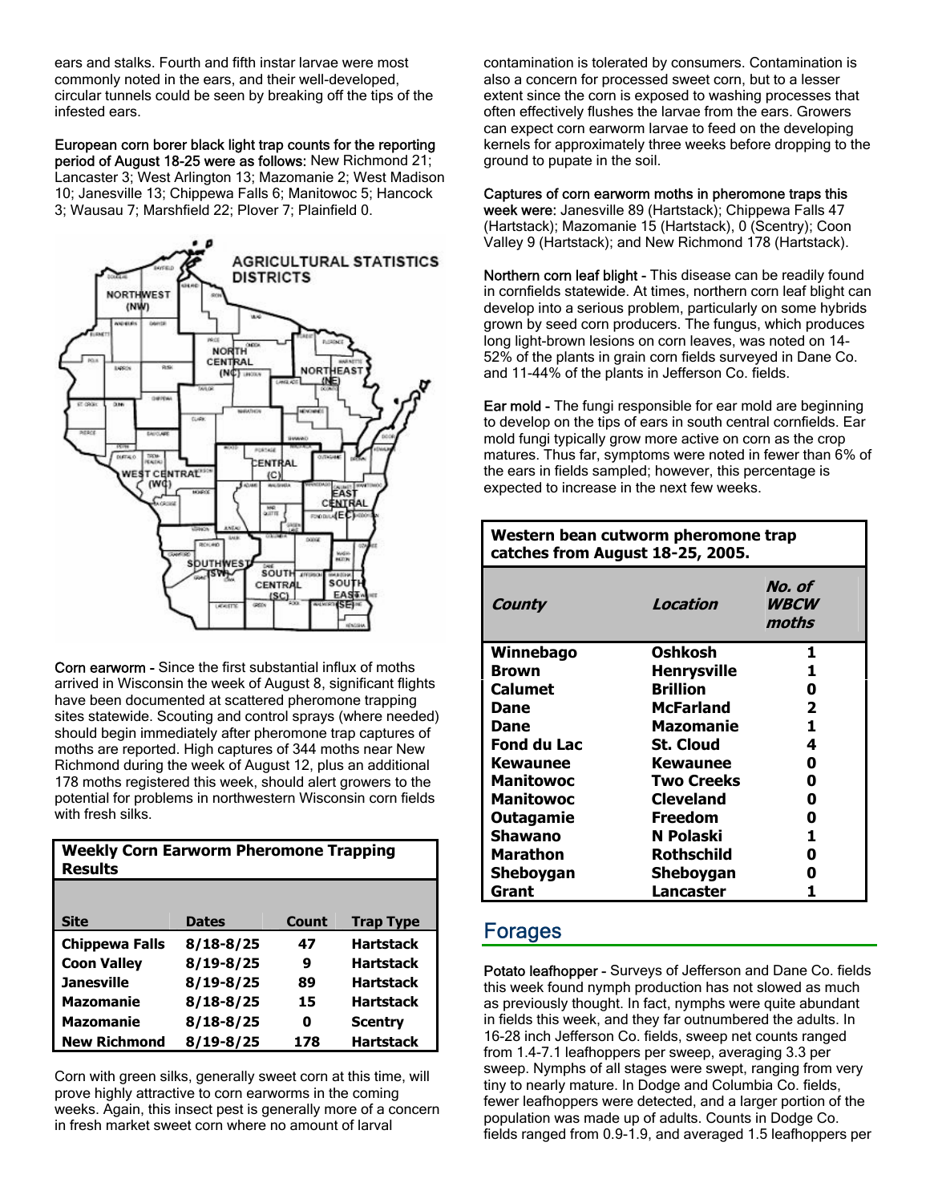ears and stalks. Fourth and fifth instar larvae were most commonly noted in the ears, and their well-developed, circular tunnels could be seen by breaking off the tips of the infested ears.

European corn borer black light trap counts for the reporting period of August 18-25 were as follows: New Richmond 21; Lancaster 3; West Arlington 13; Mazomanie 2; West Madison 10; Janesville 13; Chippewa Falls 6; Manitowoc 5; Hancock 3; Wausau 7; Marshfield 22; Plover 7; Plainfield 0.

**Corn earworm -** Since the first substantial influx of moths arrived in Wisconsin the week of August 8, significant flights have been documented at scattered pheromone trapping sites statewide. Scouting and control sprays (where needed) should begin immediately after pheromone trap captures of moths are reported. High captures of 344 moths near New Richmond during the week of August 12, plus an additional 178 moths registered this week, should alert growers to the potential for problems in northwestern Wisconsin corn fields with fresh silks.

**Weekly Corn Earworm Pheromone Trapping Results**

| Site | Dates | Count | Trap Type |
|---|---|---|---|
| Chippewa Falls | 8/18-8/25 | 47 | Hartstack |
| Coon Valley | 8/19-8/25 | 9 | Hartstack |
| Janesville | 8/19-8/25 | 89 | Hartstack |
| Mazomanie | 8/18-8/25 | 15 | Hartstack |
| Mazomanie | 8/18-8/25 | 0 | Scentry |
| New Richmond | 8/19-8/25 | 178 | Hartstack |

Corn with green silks, generally sweet corn at this time, will prove highly attractive to corn earworms in the coming weeks. Again, this insect pest is generally more of a concern in fresh market sweet corn where no amount of larval contamination is tolerated by consumers. Contamination is also a concern for processed sweet corn, but to a lesser extent since the corn is exposed to washing processes that often effectively flushes the larvae from the ears. Growers can expect corn earworm larvae to feed on the developing kernels for approximately three weeks before dropping to the ground to pupate in the soil.

Captures of corn earworm moths in pheromone traps this week were: Janesville 89 (Hartstack); Chippewa Falls 47 (Hartstack); Mazomanie 15 (Hartstack), 0 (Scentry); Coon Valley 9 (Hartstack); and New Richmond 178 (Hartstack).

**Northern corn leaf blight -** This disease can be readily found in cornfields statewide. At times, northern corn leaf blight can develop into a serious problem, particularly on some hybrids grown by seed corn producers. The fungus, which produces long light-brown lesions on corn leaves, was noted on 14-52% of the plants in grain corn fields surveyed in Dane Co. and 11-44% of the plants in Jefferson Co. fields.

**Ear mold -** The fungi responsible for ear mold are beginning to develop on the tips of ears in south central cornfields. Ear mold fungi typically grow more active on corn as the crop matures. Thus far, symptoms were noted in fewer than 6% of the ears in fields sampled; however, this percentage is expected to increase in the next few weeks.

**Western bean cutworm pheromone trap catches from August 18-25, 2005.**

| *County* | *Location* | *No. of WBCW moths* |
|---|---|---|
| Winnebago | Oshkosh | 1 |
| Brown | Henrysville | 1 |
| Calumet | Brillion | 0 |
| Dane | McFarland | 2 |
| Dane | Mazomanie | 1 |
| Fond du Lac | St. Cloud | 4 |
| Kewaunee | Kewaunee | 0 |
| Manitowoc | Two Creeks | 0 |
| Manitowoc | Cleveland | 0 |
| Outagamie | Freedom | 0 |
| Shawano | N Polaski | 1 |
| Marathon | Rothschild | 0 |
| Sheboygan | Sheboygan | 0 |
| Grant | Lancaster | 1 |

## Forages

**Potato leafhopper -** Surveys of Jefferson and Dane Co. fields this week found nymph production has not slowed as much as previously thought. In fact, nymphs were quite abundant in fields this week, and they far outnumbered the adults. In 16-28 inch Jefferson Co. fields, sweep net counts ranged from 1.4-7.1 leafhoppers per sweep, averaging 3.3 per sweep. Nymphs of all stages were swept, ranging from very tiny to nearly mature. In Dodge and Columbia Co. fields, fewer leafhoppers were detected, and a larger portion of the population was made up of adults. Counts in Dodge Co. fields ranged from 0.9-1.9, and averaged 1.5 leafhoppers per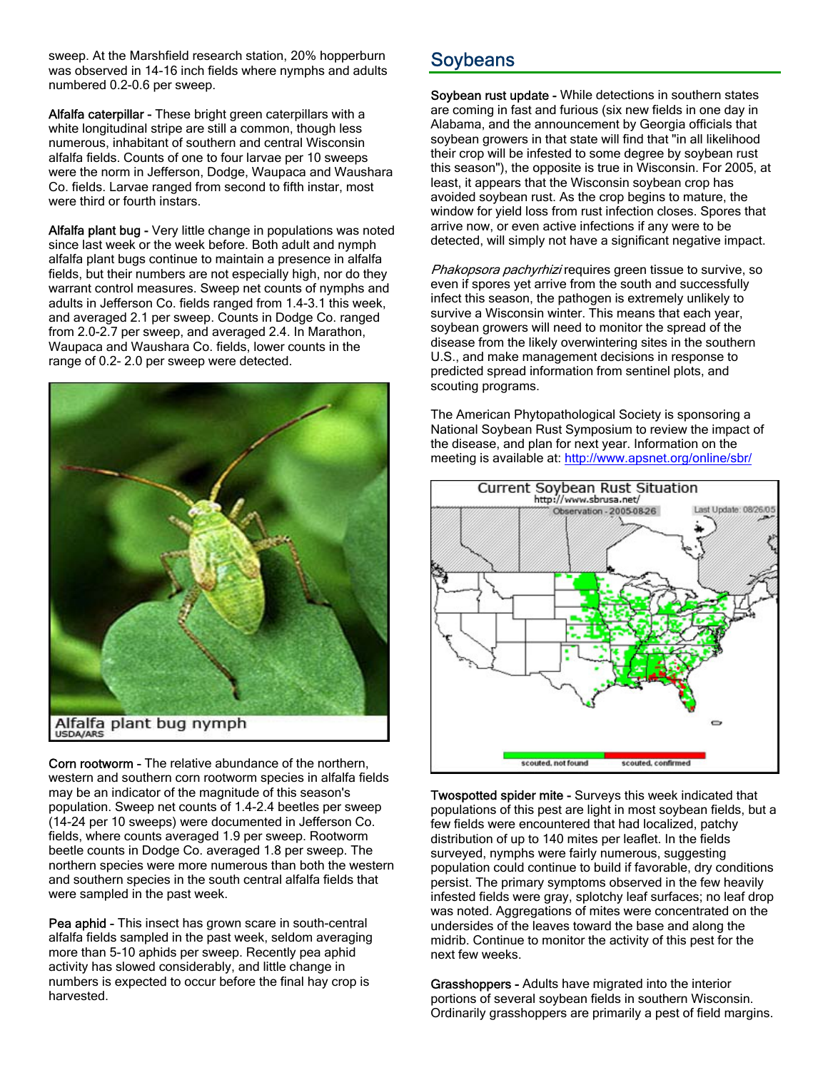sweep. At the Marshfield research station, 20% hopperburn was observed in 14-16 inch fields where nymphs and adults numbered 0.2-0.6 per sweep.

**Alfalfa caterpillar -** These bright green caterpillars with a white longitudinal stripe are still a common, though less numerous, inhabitant of southern and central Wisconsin alfalfa fields. Counts of one to four larvae per 10 sweeps were the norm in Jefferson, Dodge, Waupaca and Waushara Co. fields. Larvae ranged from second to fifth instar, most were third or fourth instars.

**Alfalfa plant bug -** Very little change in populations was noted since last week or the week before. Both adult and nymph alfalfa plant bugs continue to maintain a presence in alfalfa fields, but their numbers are not especially high, nor do they warrant control measures. Sweep net counts of nymphs and adults in Jefferson Co. fields ranged from 1.4-3.1 this week, and averaged 2.1 per sweep. Counts in Dodge Co. ranged from 2.0-2.7 per sweep, and averaged 2.4. In Marathon, Waupaca and Waushara Co. fields, lower counts in the range of 0.2- 2.0 per sweep were detected.

Alfalfa plant bug nymph
USDA/ARS

**Corn rootworm -** The relative abundance of the northern, western and southern corn rootworm species in alfalfa fields may be an indicator of the magnitude of this season's population. Sweep net counts of 1.4-2.4 beetles per sweep (14-24 per 10 sweeps) were documented in Jefferson Co. fields, where counts averaged 1.9 per sweep. Rootworm beetle counts in Dodge Co. averaged 1.8 per sweep. The northern species were more numerous than both the western and southern species in the south central alfalfa fields that were sampled in the past week.

**Pea aphid -** This insect has grown scare in south-central alfalfa fields sampled in the past week, seldom averaging more than 5-10 aphids per sweep. Recently pea aphid activity has slowed considerably, and little change in numbers is expected to occur before the final hay crop is harvested.

## Soybeans

**Soybean rust update -** While detections in southern states are coming in fast and furious (six new fields in one day in Alabama, and the announcement by Georgia officials that soybean growers in that state will find that "in all likelihood their crop will be infested to some degree by soybean rust this season"), the opposite is true in Wisconsin. For 2005, at least, it appears that the Wisconsin soybean crop has avoided soybean rust. As the crop begins to mature, the window for yield loss from rust infection closes. Spores that arrive now, or even active infections if any were to be detected, will simply not have a significant negative impact.

*Phakopsora pachyrhizi* requires green tissue to survive, so even if spores yet arrive from the south and successfully infect this season, the pathogen is extremely unlikely to survive a Wisconsin winter. This means that each year, soybean growers will need to monitor the spread of the disease from the likely overwintering sites in the southern U.S., and make management decisions in response to predicted spread information from sentinel plots, and scouting programs.

The American Phytopathological Society is sponsoring a National Soybean Rust Symposium to review the impact of the disease, and plan for next year. Information on the meeting is available at: http://www.apsnet.org/online/sbr/

Current Soybean Rust Situation
http://www.sbrusa.net/
Observation - 2005-08-26 Last Update: 08/26/05
scouted, not found — scouted, confirmed

**Twospotted spider mite -** Surveys this week indicated that populations of this pest are light in most soybean fields, but a few fields were encountered that had localized, patchy distribution of up to 140 mites per leaflet. In the fields surveyed, nymphs were fairly numerous, suggesting population could continue to build if favorable, dry conditions persist. The primary symptoms observed in the few heavily infested fields were gray, splotchy leaf surfaces; no leaf drop was noted. Aggregations of mites were concentrated on the undersides of the leaves toward the base and along the midrib. Continue to monitor the activity of this pest for the next few weeks.

**Grasshoppers -** Adults have migrated into the interior portions of several soybean fields in southern Wisconsin. Ordinarily grasshoppers are primarily a pest of field margins.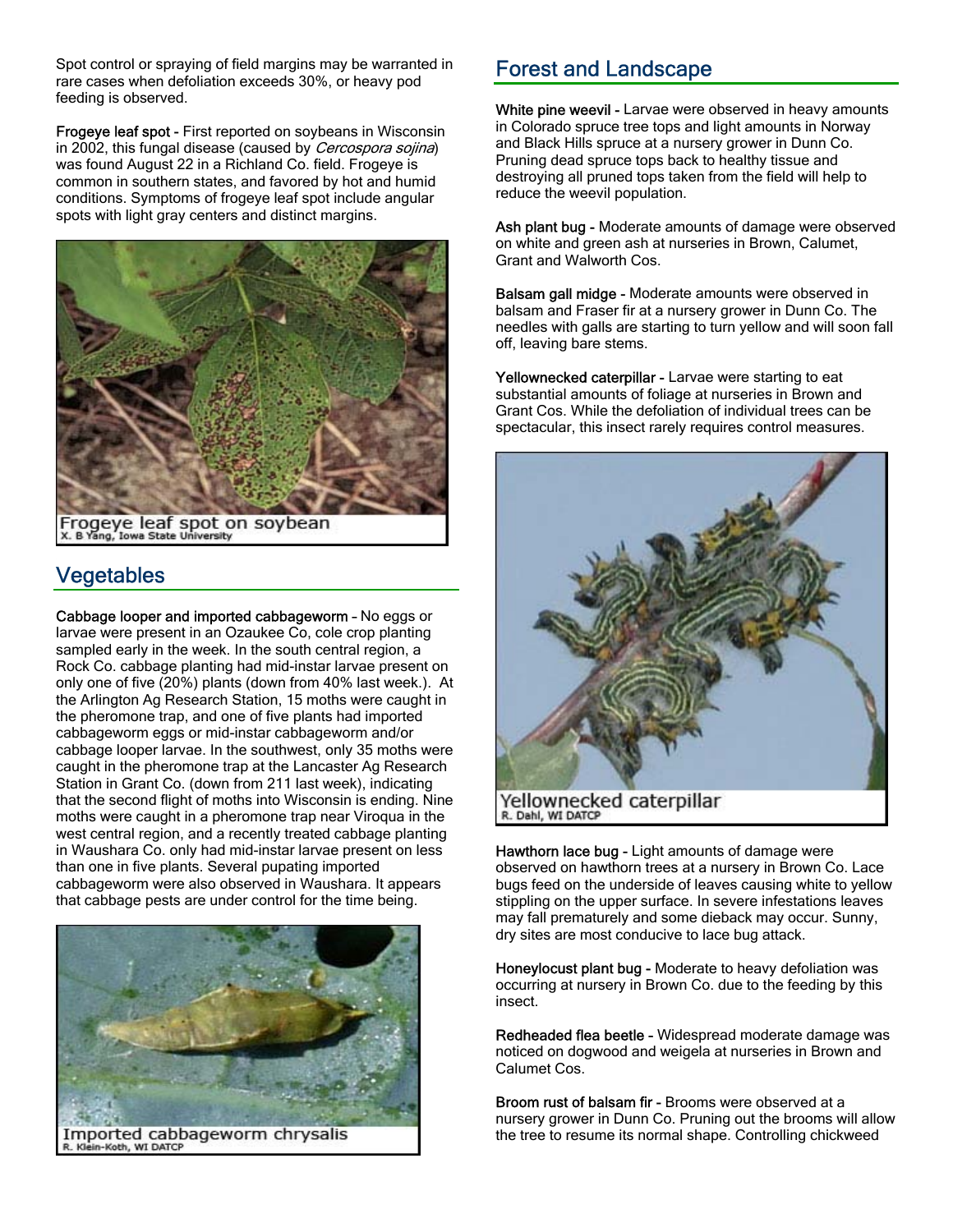Spot control or spraying of field margins may be warranted in rare cases when defoliation exceeds 30%, or heavy pod feeding is observed.

**Frogeye leaf spot -** First reported on soybeans in Wisconsin in 2002, this fungal disease (caused by *Cercospora sojina*) was found August 22 in a Richland Co. field. Frogeye is common in southern states, and favored by hot and humid conditions. Symptoms of frogeye leaf spot include angular spots with light gray centers and distinct margins.

Frogeye leaf spot on soybean
X. B Yang, Iowa State University

## Vegetables

**Cabbage looper and imported cabbageworm –** No eggs or larvae were present in an Ozaukee Co, cole crop planting sampled early in the week. In the south central region, a Rock Co. cabbage planting had mid-instar larvae present on only one of five (20%) plants (down from 40% last week.). At the Arlington Ag Research Station, 15 moths were caught in the pheromone trap, and one of five plants had imported cabbageworm eggs or mid-instar cabbageworm and/or cabbage looper larvae. In the southwest, only 35 moths were caught in the pheromone trap at the Lancaster Ag Research Station in Grant Co. (down from 211 last week), indicating that the second flight of moths into Wisconsin is ending. Nine moths were caught in a pheromone trap near Viroqua in the west central region, and a recently treated cabbage planting in Waushara Co. only had mid-instar larvae present on less than one in five plants. Several pupating imported cabbageworm were also observed in Waushara. It appears that cabbage pests are under control for the time being.

Imported cabbageworm chrysalis
R. Klein-Koth, WI DATCP

## Forest and Landscape

**White pine weevil -** Larvae were observed in heavy amounts in Colorado spruce tree tops and light amounts in Norway and Black Hills spruce at a nursery grower in Dunn Co. Pruning dead spruce tops back to healthy tissue and destroying all pruned tops taken from the field will help to reduce the weevil population.

**Ash plant bug -** Moderate amounts of damage were observed on white and green ash at nurseries in Brown, Calumet, Grant and Walworth Cos.

**Balsam gall midge -** Moderate amounts were observed in balsam and Fraser fir at a nursery grower in Dunn Co. The needles with galls are starting to turn yellow and will soon fall off, leaving bare stems.

**Yellownecked caterpillar -** Larvae were starting to eat substantial amounts of foliage at nurseries in Brown and Grant Cos. While the defoliation of individual trees can be spectacular, this insect rarely requires control measures.

Yellownecked caterpillar
R. Dahl, WI DATCP

**Hawthorn lace bug -** Light amounts of damage were observed on hawthorn trees at a nursery in Brown Co. Lace bugs feed on the underside of leaves causing white to yellow stippling on the upper surface. In severe infestations leaves may fall prematurely and some dieback may occur. Sunny, dry sites are most conducive to lace bug attack.

**Honeylocust plant bug -** Moderate to heavy defoliation was occurring at nursery in Brown Co. due to the feeding by this insect.

**Redheaded flea beetle -** Widespread moderate damage was noticed on dogwood and weigela at nurseries in Brown and Calumet Cos.

**Broom rust of balsam fir -** Brooms were observed at a nursery grower in Dunn Co. Pruning out the brooms will allow the tree to resume its normal shape. Controlling chickweed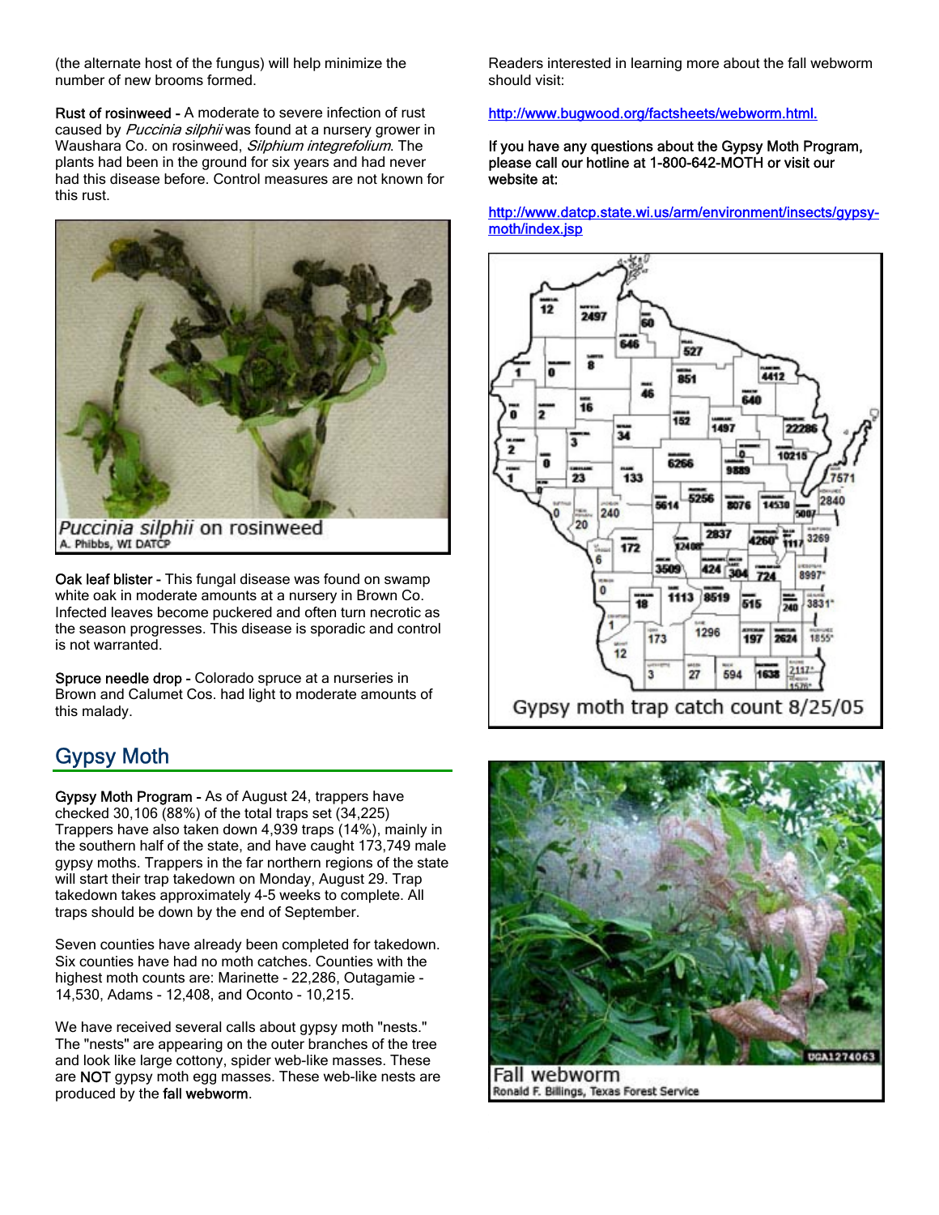(the alternate host of the fungus) will help minimize the number of new brooms formed.

Rust of rosinweed - A moderate to severe infection of rust caused by *Puccinia silphii* was found at a nursery grower in Waushara Co. on rosinweed, *Silphium integrefolium*. The plants had been in the ground for six years and had never had this disease before. Control measures are not known for this rust.

*Puccinia silphii* on rosinweed
A. Phibbs, WI DATCP

Oak leaf blister - This fungal disease was found on swamp white oak in moderate amounts at a nursery in Brown Co. Infected leaves become puckered and often turn necrotic as the season progresses. This disease is sporadic and control is not warranted.

Spruce needle drop - Colorado spruce at a nurseries in Brown and Calumet Cos. had light to moderate amounts of this malady.

## Gypsy Moth

Gypsy Moth Program - As of August 24, trappers have checked 30,106 (88%) of the total traps set (34,225) Trappers have also taken down 4,939 traps (14%), mainly in the southern half of the state, and have caught 173,749 male gypsy moths. Trappers in the far northern regions of the state will start their trap takedown on Monday, August 29. Trap takedown takes approximately 4-5 weeks to complete. All traps should be down by the end of September.

Seven counties have already been completed for takedown. Six counties have had no moth catches. Counties with the highest moth counts are: Marinette - 22,286, Outagamie - 14,530, Adams - 12,408, and Oconto - 10,215.

We have received several calls about gypsy moth "nests." The "nests" are appearing on the outer branches of the tree and look like large cottony, spider web-like masses. These are **NOT** gypsy moth egg masses. These web-like nests are produced by the **fall webworm**.

Readers interested in learning more about the fall webworm should visit:

http://www.bugwood.org/factsheets/webworm.html.

**If you have any questions about the Gypsy Moth Program, please call our hotline at 1-800-642-MOTH or visit our website at:**

http://www.datcp.state.wi.us/arm/environment/insects/gypsy-moth/index.jsp

Gypsy moth trap catch count 8/25/05

Fall webworm
Ronald F. Billings, Texas Forest Service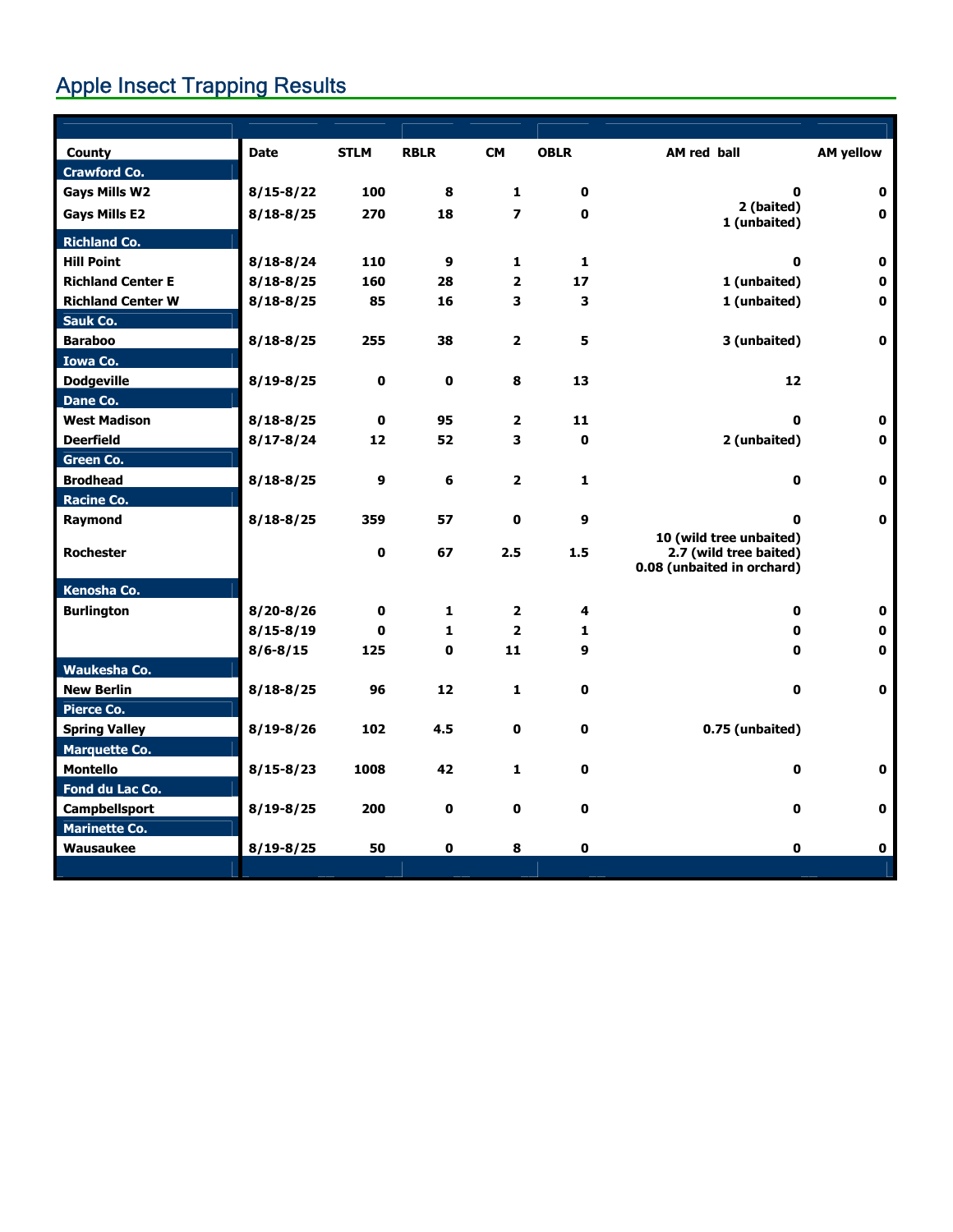## Apple Insect Trapping Results

| County | Date | STLM | RBLR | CM | OBLR | AM red ball | AM yellow |
|---|---|---|---|---|---|---|---|
| **Crawford Co.** | | | | | | | |
| Gays Mills W2 | 8/15-8/22 | 100 | 8 | 1 | 0 | 0 | 0 |
| Gays Mills E2 | 8/18-8/25 | 270 | 18 | 7 | 0 | 2 (baited) 1 (unbaited) | 0 |
| **Richland Co.** | | | | | | | |
| Hill Point | 8/18-8/24 | 110 | 9 | 1 | 1 | 0 | 0 |
| Richland Center E | 8/18-8/25 | 160 | 28 | 2 | 17 | 1 (unbaited) | 0 |
| Richland Center W | 8/18-8/25 | 85 | 16 | 3 | 3 | 1 (unbaited) | 0 |
| **Sauk Co.** | | | | | | | |
| Baraboo | 8/18-8/25 | 255 | 38 | 2 | 5 | 3 (unbaited) | 0 |
| **Iowa Co.** | | | | | | | |
| Dodgeville | 8/19-8/25 | 0 | 0 | 8 | 13 | 12 | |
| **Dane Co.** | | | | | | | |
| West Madison | 8/18-8/25 | 0 | 95 | 2 | 11 | 0 | 0 |
| Deerfield | 8/17-8/24 | 12 | 52 | 3 | 0 | 2 (unbaited) | 0 |
| **Green Co.** | | | | | | | |
| Brodhead | 8/18-8/25 | 9 | 6 | 2 | 1 | 0 | 0 |
| **Racine Co.** | | | | | | | |
| Raymond | 8/18-8/25 | 359 | 57 | 0 | 9 | 0 | 0 |
| Rochester | | 0 | 67 | 2.5 | 1.5 | 10 (wild tree unbaited) 2.7 (wild tree baited) 0.08 (unbaited in orchard) | |
| **Kenosha Co.** | | | | | | | |
| Burlington | 8/20-8/26 | 0 | 1 | 2 | 4 | 0 | 0 |
| | 8/15-8/19 | 0 | 1 | 2 | 1 | 0 | 0 |
| | 8/6-8/15 | 125 | 0 | 11 | 9 | 0 | 0 |
| **Waukesha Co.** | | | | | | | |
| New Berlin | 8/18-8/25 | 96 | 12 | 1 | 0 | 0 | 0 |
| **Pierce Co.** | | | | | | | |
| Spring Valley | 8/19-8/26 | 102 | 4.5 | 0 | 0 | 0.75 (unbaited) | |
| **Marquette Co.** | | | | | | | |
| Montello | 8/15-8/23 | 1008 | 42 | 1 | 0 | 0 | 0 |
| **Fond du Lac Co.** | | | | | | | |
| Campbellsport | 8/19-8/25 | 200 | 0 | 0 | 0 | 0 | 0 |
| **Marinette Co.** | | | | | | | |
| Wausaukee | 8/19-8/25 | 50 | 0 | 8 | 0 | 0 | 0 |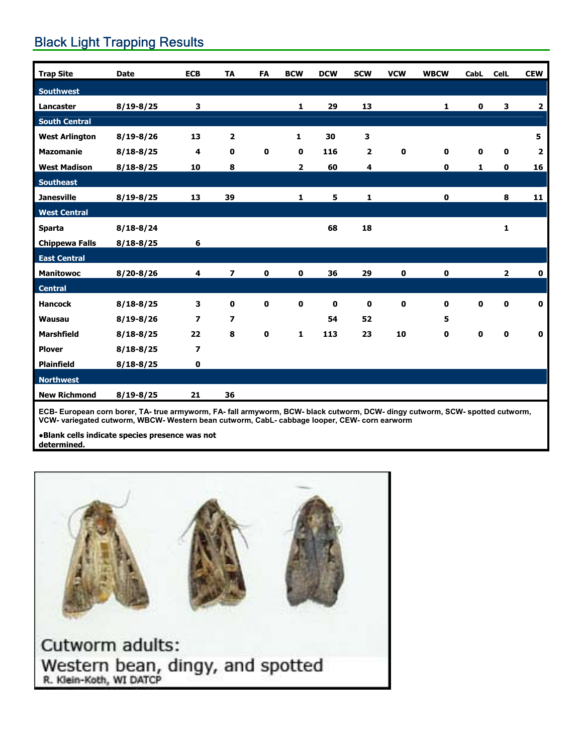## Black Light Trapping Results

| Trap Site | Date | ECB | TA | FA | BCW | DCW | SCW | VCW | WBCW | CabL | CelL | CEW |
|---|---|---|---|---|---|---|---|---|---|---|---|---|
| **Southwest** | | | | | | | | | | | | |
| Lancaster | 8/19-8/25 | 3 | | | 1 | 29 | 13 | | 1 | 0 | 3 | 2 |
| **South Central** | | | | | | | | | | | | |
| West Arlington | 8/19-8/26 | 13 | 2 | | 1 | 30 | 3 | | | | | 5 |
| Mazomanie | 8/18-8/25 | 4 | 0 | 0 | 0 | 116 | 2 | 0 | 0 | 0 | 0 | 2 |
| West Madison | 8/18-8/25 | 10 | 8 | | 2 | 60 | 4 | | 0 | 1 | 0 | 16 |
| **Southeast** | | | | | | | | | | | | |
| Janesville | 8/19-8/25 | 13 | 39 | | 1 | 5 | 1 | | 0 | | 8 | 11 |
| **West Central** | | | | | | | | | | | | |
| Sparta | 8/18-8/24 | | | | | 68 | 18 | | | | 1 | |
| Chippewa Falls | 8/18-8/25 | 6 | | | | | | | | | | |
| **East Central** | | | | | | | | | | | | |
| Manitowoc | 8/20-8/26 | 4 | 7 | 0 | 0 | 36 | 29 | 0 | 0 | | 2 | 0 |
| **Central** | | | | | | | | | | | | |
| Hancock | 8/18-8/25 | 3 | 0 | 0 | 0 | 0 | 0 | 0 | 0 | 0 | 0 | 0 |
| Wausau | 8/19-8/26 | 7 | 7 | | | 54 | 52 | | 5 | | | |
| Marshfield | 8/18-8/25 | 22 | 8 | 0 | 1 | 113 | 23 | 10 | 0 | 0 | 0 | 0 |
| Plover | 8/18-8/25 | 7 | | | | | | | | | | |
| Plainfield | 8/18-8/25 | 0 | | | | | | | | | | |
| **Northwest** | | | | | | | | | | | | |
| New Richmond | 8/19-8/25 | 21 | 36 | | | | | | | | | |

**ECB- European corn borer, TA- true armyworm, FA- fall armyworm, BCW- black cutworm, DCW- dingy cutworm, SCW- spotted cutworm, VCW- variegated cutworm, WBCW- Western bean cutworm, CabL- cabbage looper, CEW- corn earworm**

**•Blank cells indicate species presence was not determined.**

Cutworm adults:
Western bean, dingy, and spotted
R. Klein-Koth, WI DATCP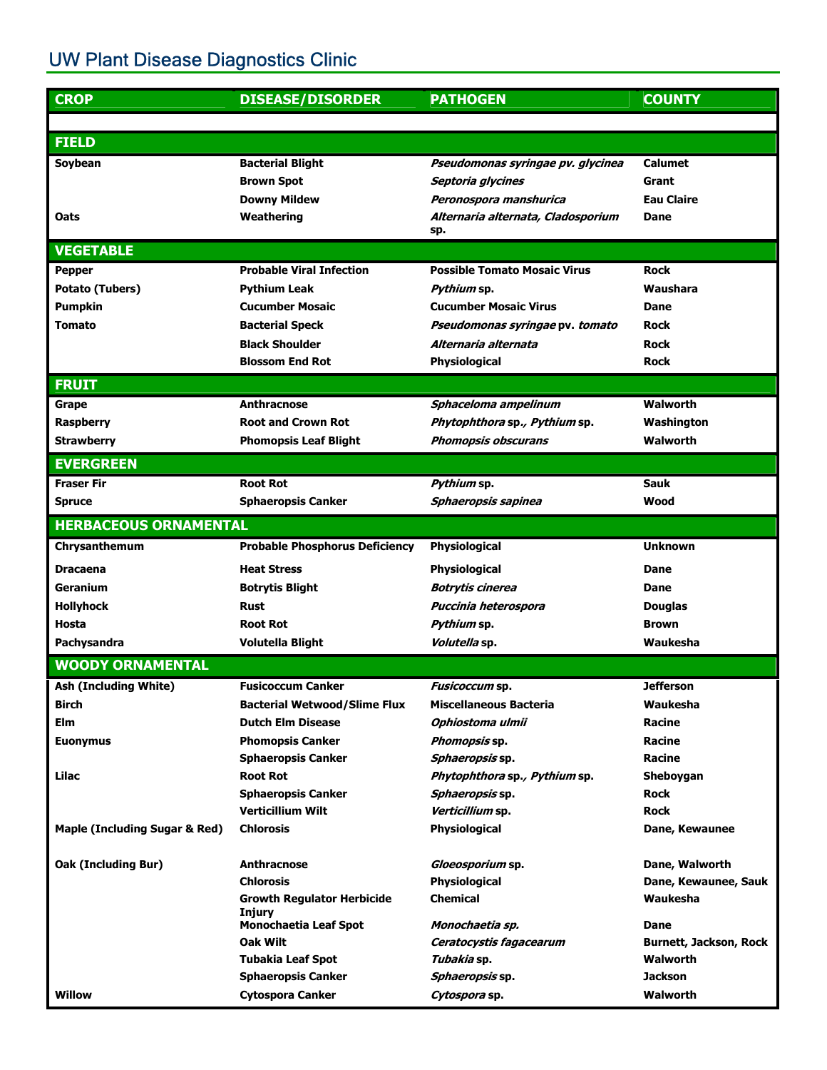## UW Plant Disease Diagnostics Clinic

| CROP | DISEASE/DISORDER | PATHOGEN | COUNTY |
|---|---|---|---|
| **FIELD** | | | |
| Soybean | Bacterial Blight | *Pseudomonas syringae pv. glycinea* | Calumet |
| | Brown Spot | *Septoria glycines* | Grant |
| | Downy Mildew | *Peronospora manshurica* | Eau Claire |
| Oats | Weathering | *Alternaria alternata, Cladosporium* sp. | Dane |
| **VEGETABLE** | | | |
| Pepper | Probable Viral Infection | Possible Tomato Mosaic Virus | Rock |
| Potato (Tubers) | Pythium Leak | *Pythium* sp. | Waushara |
| Pumpkin | Cucumber Mosaic | Cucumber Mosaic Virus | Dane |
| Tomato | Bacterial Speck | *Pseudomonas syringae* pv. *tomato* | Rock |
| | Black Shoulder | *Alternaria alternata* | Rock |
| | Blossom End Rot | Physiological | Rock |
| **FRUIT** | | | |
| Grape | Anthracnose | *Sphaceloma ampelinum* | Walworth |
| Raspberry | Root and Crown Rot | *Phytophthora* sp., *Pythium* sp. | Washington |
| Strawberry | Phomopsis Leaf Blight | *Phomopsis obscurans* | Walworth |
| **EVERGREEN** | | | |
| Fraser Fir | Root Rot | *Pythium* sp. | Sauk |
| Spruce | Sphaeropsis Canker | *Sphaeropsis sapinea* | Wood |
| **HERBACEOUS ORNAMENTAL** | | | |
| Chrysanthemum | Probable Phosphorus Deficiency | Physiological | Unknown |
| Dracaena | Heat Stress | Physiological | Dane |
| Geranium | Botrytis Blight | *Botrytis cinerea* | Dane |
| Hollyhock | Rust | *Puccinia heterospora* | Douglas |
| Hosta | Root Rot | *Pythium* sp. | Brown |
| Pachysandra | Volutella Blight | *Volutella* sp. | Waukesha |
| **WOODY ORNAMENTAL** | | | |
| Ash (Including White) | Fusicoccum Canker | *Fusicoccum* sp. | Jefferson |
| Birch | Bacterial Wetwood/Slime Flux | Miscellaneous Bacteria | Waukesha |
| Elm | Dutch Elm Disease | *Ophiostoma ulmii* | Racine |
| Euonymus | Phomopsis Canker | *Phomopsis* sp. | Racine |
| | Sphaeropsis Canker | *Sphaeropsis* sp. | Racine |
| Lilac | Root Rot | *Phytophthora* sp., *Pythium* sp. | Sheboygan |
| | Sphaeropsis Canker | *Sphaeropsis* sp. | Rock |
| | Verticillium Wilt | *Verticillium* sp. | Rock |
| Maple (Including Sugar & Red) | Chlorosis | Physiological | Dane, Kewaunee |
| Oak (Including Bur) | Anthracnose | *Gloeosporium* sp. | Dane, Walworth |
| | Chlorosis | Physiological | Dane, Kewaunee, Sauk |
| | Growth Regulator Herbicide Injury | Chemical | Waukesha |
| | Monochaetia Leaf Spot | *Monochaetia sp.* | Dane |
| | Oak Wilt | *Ceratocystis fagacearum* | Burnett, Jackson, Rock |
| | Tubakia Leaf Spot | *Tubakia* sp. | Walworth |
| | Sphaeropsis Canker | *Sphaeropsis* sp. | Jackson |
| Willow | Cytospora Canker | *Cytospora* sp. | Walworth |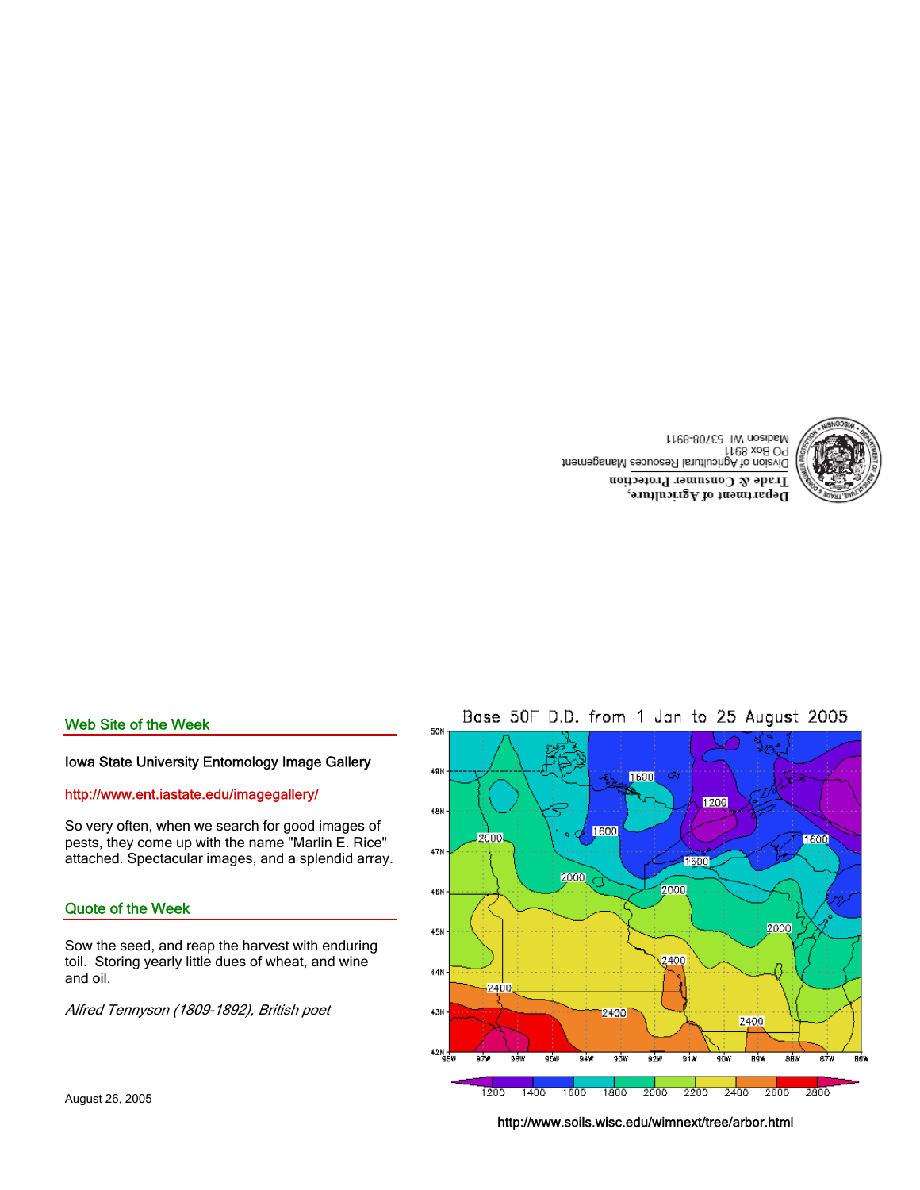Department of Agriculture,
Trade & Consumer Protection
Division of Agricultural Resouces Management
PO Box 8911
Madison WI 53708-8911

## Web Site of the Week

**Iowa State University Entomology Image Gallery**

http://www.ent.iastate.edu/imagegallery/

So very often, when we search for good images of pests, they come up with the name "Marlin E. Rice" attached. Spectacular images, and a splendid array.

## Quote of the Week

Sow the seed, and reap the harvest with enduring toil. Storing yearly little dues of wheat, and wine and oil.

*Alfred Tennyson (1809-1892), British poet*

August 26, 2005

Base 50F D.D. from 1 Jan to 25 August 2005

50N
49N
48N
47N
46N
45N
44N
43N
42N
98W 97W 96W 95W 94W 93W 92W 91W 90W 89W 88W 87W 86W

1600 1200 1600 2000 1600 1600 2000 2000 2000 2400 2400 2400 2400

1200 1400 1600 1800 2000 2200 2400 2600 2800

http://www.soils.wisc.edu/wimnext/tree/arbor.html